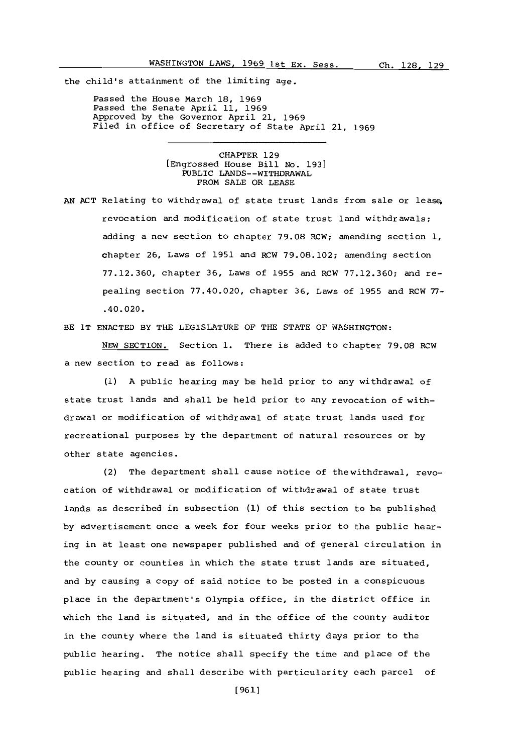the child's attainment of the limiting age.

Passed the House March 18, 1969
Passed the Senate April 11, 1969
Approved by the Governor April 21, 1969
Filed in office of Secretary of State April 21, 1969

---

CHAPTER 129
[Engrossed House Bill No. 193]
PUBLIC LANDS--WITHDRAWAL
FROM SALE OR LEASE

AN ACT Relating to withdrawal of state trust lands from sale or lease, revocation and modification of state trust land withdrawals; adding a new section to chapter 79.08 RCW; amending section 1, chapter 26, Laws of 1951 and RCW 79.08.102; amending section 77.12.360, chapter 36, Laws of 1955 and RCW 77.12.360; and repealing section 77.40.020, chapter 36, Laws of 1955 and RCW 77-.40.020.

BE IT ENACTED BY THE LEGISLATURE OF THE STATE OF WASHINGTON:

NEW SECTION. Section 1. There is added to chapter 79.08 RCW a new section to read as follows:

(1) A public hearing may be held prior to any withdrawal of state trust lands and shall be held prior to any revocation of withdrawal or modification of withdrawal of state trust lands used for recreational purposes by the department of natural resources or by other state agencies.

(2) The department shall cause notice of the withdrawal, revocation of withdrawal or modification of withdrawal of state trust lands as described in subsection (1) of this section to be published by advertisement once a week for four weeks prior to the public hearing in at least one newspaper published and of general circulation in the county or counties in which the state trust lands are situated, and by causing a copy of said notice to be posted in a conspicuous place in the department's Olympia office, in the district office in which the land is situated, and in the office of the county auditor in the county where the land is situated thirty days prior to the public hearing. The notice shall specify the time and place of the public hearing and shall describe with particularity each parcel of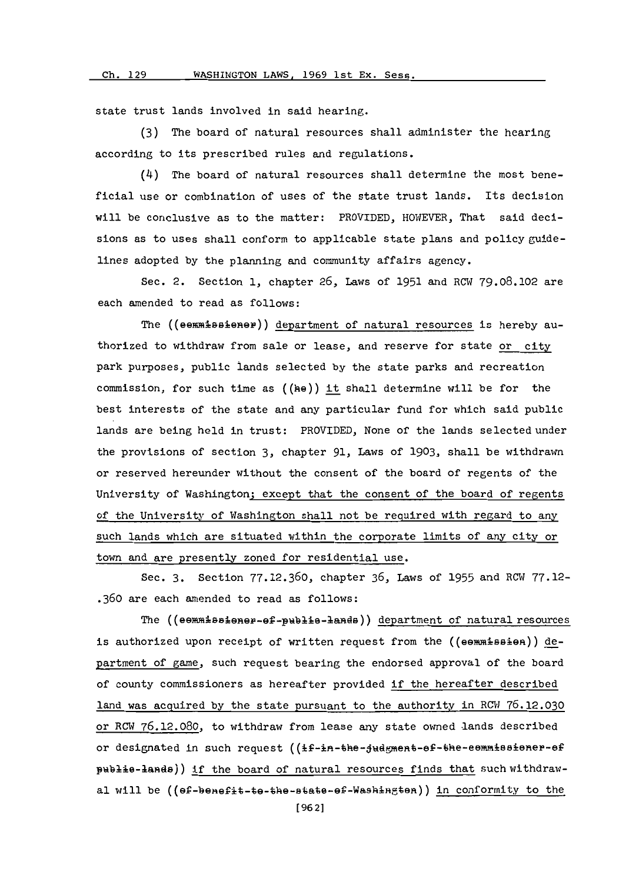state trust lands involved in said hearing.

(3) The board of natural resources shall administer the hearing according to its prescribed rules and regulations.

(4) The board of natural resources shall determine the most beneficial use or combination of uses of the state trust lands. Its decision will be conclusive as to the matter: PROVIDED, HOWEVER, That said decisions as to uses shall conform to applicable state plans and policy guidelines adopted by the planning and community affairs agency.

Sec. 2. Section 1, chapter 26, Laws of 1951 and RCW 79.08.102 are each amended to read as follows:

The ((~~commissioner~~)) department of natural resources is hereby authorized to withdraw from sale or lease, and reserve for state or city park purposes, public lands selected by the state parks and recreation commission, for such time as ((~~he~~)) it shall determine will be for the best interests of the state and any particular fund for which said public lands are being held in trust: PROVIDED, None of the lands selected under the provisions of section 3, chapter 91, Laws of 1903, shall be withdrawn or reserved hereunder without the consent of the board of regents of the University of Washington; except that the consent of the board of regents of the University of Washington shall not be required with regard to any such lands which are situated within the corporate limits of any city or town and are presently zoned for residential use.

Sec. 3. Section 77.12.360, chapter 36, Laws of 1955 and RCW 77.12-.360 are each amended to read as follows:

The ((~~commissioner of public lands~~)) department of natural resources is authorized upon receipt of written request from the ((~~commission~~)) department of game, such request bearing the endorsed approval of the board of county commissioners as hereafter provided if the hereafter described land was acquired by the state pursuant to the authority in RCW 76.12.030 or RCW 76.12.080, to withdraw from lease any state owned lands described or designated in such request ((~~if in the judgment of the commissioner of public lands~~)) if the board of natural resources finds that such withdrawal will be ((~~of benefit to the state of Washington~~)) in conformity to the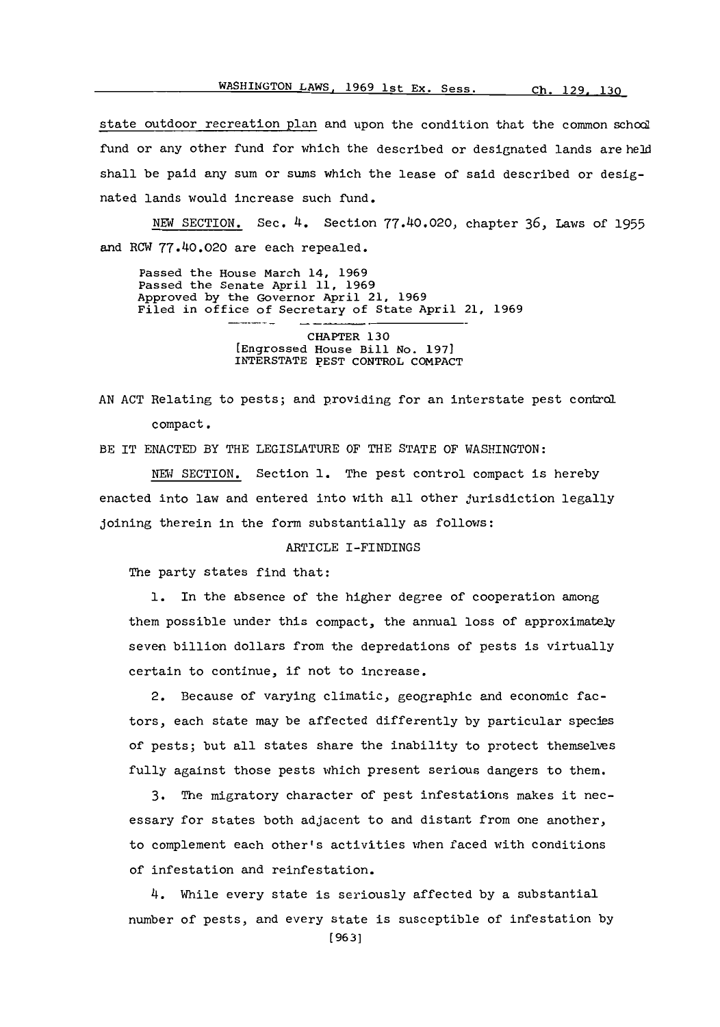state outdoor recreation plan and upon the condition that the common school fund or any other fund for which the described or designated lands are held shall be paid any sum or sums which the lease of said described or designated lands would increase such fund.

NEW SECTION. Sec. 4. Section 77.40.020, chapter 36, Laws of 1955 and RCW 77.40.020 are each repealed.

Passed the House March 14, 1969
Passed the Senate April 11, 1969
Approved by the Governor April 21, 1969
Filed in office of Secretary of State April 21, 1969

CHAPTER 130
[Engrossed House Bill No. 197]
INTERSTATE PEST CONTROL COMPACT

AN ACT Relating to pests; and providing for an interstate pest control compact.

BE IT ENACTED BY THE LEGISLATURE OF THE STATE OF WASHINGTON:

NEW SECTION. Section 1. The pest control compact is hereby enacted into law and entered into with all other jurisdiction legally joining therein in the form substantially as follows:

ARTICLE I-FINDINGS

The party states find that:

1. In the absence of the higher degree of cooperation among them possible under this compact, the annual loss of approximately seven billion dollars from the depredations of pests is virtually certain to continue, if not to increase.

2. Because of varying climatic, geographic and economic factors, each state may be affected differently by particular species of pests; but all states share the inability to protect themselves fully against those pests which present serious dangers to them.

3. The migratory character of pest infestations makes it necessary for states both adjacent to and distant from one another, to complement each other's activities when faced with conditions of infestation and reinfestation.

4. While every state is seriously affected by a substantial number of pests, and every state is susceptible of infestation by